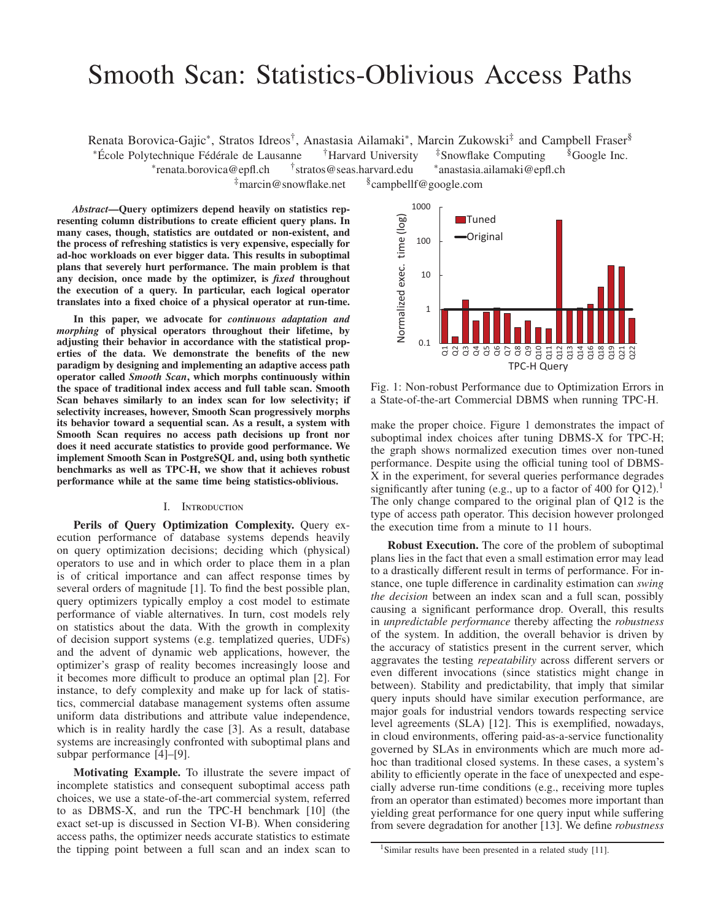# Smooth Scan: Statistics-Oblivious Access Paths

Renata Borovica-Gajic*, Stratos Idreos†, Anastasia Ailamaki*, Marcin Zukowski‡ and Campbell Fraser§

*École Polytechnique Fédérale de Lausanne †Harvard University ‡Snowflake Computing §Google Inc.

*renata.borovica@epfl.ch †stratos@seas.harvard.edu *anastasia.ailamaki@epfl.ch

‡marcin@snowflake.net §campbellf@google.com

***Abstract*—Query optimizers depend heavily on statistics representing column distributions to create efficient query plans. In many cases, though, statistics are outdated or non-existent, and the process of refreshing statistics is very expensive, especially for ad-hoc workloads on ever bigger data. This results in suboptimal plans that severely hurt performance. The main problem is that any decision, once made by the optimizer, is *fixed* throughout the execution of a query. In particular, each logical operator translates into a fixed choice of a physical operator at run-time.**

**In this paper, we advocate for *continuous adaptation and morphing* of physical operators throughout their lifetime, by adjusting their behavior in accordance with the statistical properties of the data. We demonstrate the benefits of the new paradigm by designing and implementing an adaptive access path operator called *Smooth Scan*, which morphs continuously within the space of traditional index access and full table scan. Smooth Scan behaves similarly to an index scan for low selectivity; if selectivity increases, however, Smooth Scan progressively morphs its behavior toward a sequential scan. As a result, a system with Smooth Scan requires no access path decisions up front nor does it need accurate statistics to provide good performance. We implement Smooth Scan in PostgreSQL and, using both synthetic benchmarks as well as TPC-H, we show that it achieves robust performance while at the same time being statistics-oblivious.**

## I. Introduction

**Perils of Query Optimization Complexity.** Query execution performance of database systems depends heavily on query optimization decisions; deciding which (physical) operators to use and in which order to place them in a plan is of critical importance and can affect response times by several orders of magnitude [1]. To find the best possible plan, query optimizers typically employ a cost model to estimate performance of viable alternatives. In turn, cost models rely on statistics about the data. With the growth in complexity of decision support systems (e.g. templatized queries, UDFs) and the advent of dynamic web applications, however, the optimizer's grasp of reality becomes increasingly loose and it becomes more difficult to produce an optimal plan [2]. For instance, to defy complexity and make up for lack of statistics, commercial database management systems often assume uniform data distributions and attribute value independence, which is in reality hardly the case [3]. As a result, database systems are increasingly confronted with suboptimal plans and subpar performance [4]–[9].

**Motivating Example.** To illustrate the severe impact of incomplete statistics and consequent suboptimal access path choices, we use a state-of-the-art commercial system, referred to as DBMS-X, and run the TPC-H benchmark [10] (the exact set-up is discussed in Section VI-B). When considering access paths, the optimizer needs accurate statistics to estimate the tipping point between a full scan and an index scan to make the proper choice. Figure 1 demonstrates the impact of suboptimal index choices after tuning DBMS-X for TPC-H; the graph shows normalized execution times over non-tuned performance. Despite using the official tuning tool of DBMS-X in the experiment, for several queries performance degrades significantly after tuning (e.g., up to a factor of 400 for Q12).[1] The only change compared to the original plan of Q12 is the type of access path operator. This decision however prolonged the execution time from a minute to 11 hours.

Tuned
Original
Normalized exec. time (log)
1000
100
10
1
0.1
Q1 Q2 Q3 Q4 Q5 Q6 Q7 Q8 Q9 Q10 Q11 Q12 Q13 Q14 Q16 Q18 Q19 Q21 Q22
TPC-H Query

Fig. 1: Non-robust Performance due to Optimization Errors in a State-of-the-art Commercial DBMS when running TPC-H.

**Robust Execution.** The core of the problem of suboptimal plans lies in the fact that even a small estimation error may lead to a drastically different result in terms of performance. For instance, one tuple difference in cardinality estimation can *swing the decision* between an index scan and a full scan, possibly causing a significant performance drop. Overall, this results in *unpredictable performance* thereby affecting the *robustness* of the system. In addition, the overall behavior is driven by the accuracy of statistics present in the current server, which aggravates the testing *repeatability* across different servers or even different invocations (since statistics might change in between). Stability and predictability, that imply that similar query inputs should have similar execution performance, are major goals for industrial vendors towards respecting service level agreements (SLA) [12]. This is exemplified, nowadays, in cloud environments, offering paid-as-a-service functionality governed by SLAs in environments which are much more ad-hoc than traditional closed systems. In these cases, a system's ability to efficiently operate in the face of unexpected and especially adverse run-time conditions (e.g., receiving more tuples from an operator than estimated) becomes more important than yielding great performance for one query input while suffering from severe degradation for another [13]. We define *robustness*

[1] Similar results have been presented in a related study [11].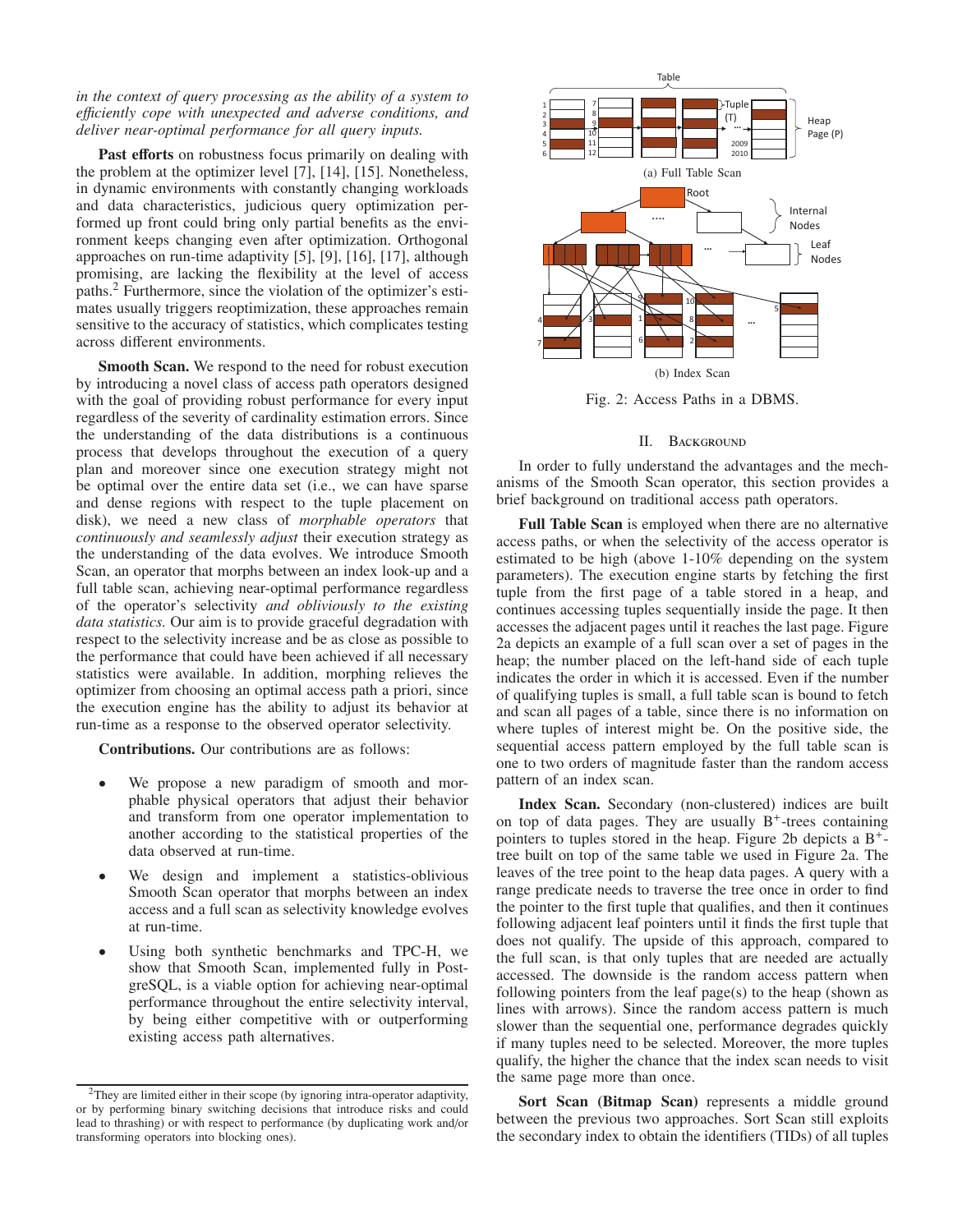*in the context of query processing as the ability of a system to efficiently cope with unexpected and adverse conditions, and deliver near-optimal performance for all query inputs.*

**Past efforts** on robustness focus primarily on dealing with the problem at the optimizer level [7], [14], [15]. Nonetheless, in dynamic environments with constantly changing workloads and data characteristics, judicious query optimization performed up front could bring only partial benefits as the environment keeps changing even after optimization. Orthogonal approaches on run-time adaptivity [5], [9], [16], [17], although promising, are lacking the flexibility at the level of access paths.[2] Furthermore, since the violation of the optimizer's estimates usually triggers reoptimization, these approaches remain sensitive to the accuracy of statistics, which complicates testing across different environments.

**Smooth Scan.** We respond to the need for robust execution by introducing a novel class of access path operators designed with the goal of providing robust performance for every input regardless of the severity of cardinality estimation errors. Since the understanding of the data distributions is a continuous process that develops throughout the execution of a query plan and moreover since one execution strategy might not be optimal over the entire data set (i.e., we can have sparse and dense regions with respect to the tuple placement on disk), we need a new class of *morphable operators* that *continuously and seamlessly adjust* their execution strategy as the understanding of the data evolves. We introduce Smooth Scan, an operator that morphs between an index look-up and a full table scan, achieving near-optimal performance regardless of the operator's selectivity *and obliviously to the existing data statistics.* Our aim is to provide graceful degradation with respect to the selectivity increase and be as close as possible to the performance that could have been achieved if all necessary statistics were available. In addition, morphing relieves the optimizer from choosing an optimal access path a priori, since the execution engine has the ability to adjust its behavior at run-time as a response to the observed operator selectivity.

**Contributions.** Our contributions are as follows:

- We propose a new paradigm of smooth and morphable physical operators that adjust their behavior and transform from one operator implementation to another according to the statistical properties of the data observed at run-time.
- We design and implement a statistics-oblivious Smooth Scan operator that morphs between an index access and a full scan as selectivity knowledge evolves at run-time.
- Using both synthetic benchmarks and TPC-H, we show that Smooth Scan, implemented fully in PostgreSQL, is a viable option for achieving near-optimal performance throughout the entire selectivity interval, by being either competitive with or outperforming existing access path alternatives.

[2] They are limited either in their scope (by ignoring intra-operator adaptivity, or by performing binary switching decisions that introduce risks and could lead to thrashing) or with respect to performance (by duplicating work and/or transforming operators into blocking ones).

(a) Full Table Scan

(b) Index Scan

Fig. 2: Access Paths in a DBMS.

## II. Background

In order to fully understand the advantages and the mechanisms of the Smooth Scan operator, this section provides a brief background on traditional access path operators.

**Full Table Scan** is employed when there are no alternative access paths, or when the selectivity of the access operator is estimated to be high (above 1-10% depending on the system parameters). The execution engine starts by fetching the first tuple from the first page of a table stored in a heap, and continues accessing tuples sequentially inside the page. It then accesses the adjacent pages until it reaches the last page. Figure 2a depicts an example of a full scan over a set of pages in the heap; the number placed on the left-hand side of each tuple indicates the order in which it is accessed. Even if the number of qualifying tuples is small, a full table scan is bound to fetch and scan all pages of a table, since there is no information on where tuples of interest might be. On the positive side, the sequential access pattern employed by the full table scan is one to two orders of magnitude faster than the random access pattern of an index scan.

**Index Scan.** Secondary (non-clustered) indices are built on top of data pages. They are usually $B^+$-trees containing pointers to tuples stored in the heap. Figure 2b depicts a $B^+$-tree built on top of the same table we used in Figure 2a. The leaves of the tree point to the heap data pages. A query with a range predicate needs to traverse the tree once in order to find the pointer to the first tuple that qualifies, and then it continues following adjacent leaf pointers until it finds the first tuple that does not qualify. The upside of this approach, compared to the full scan, is that only tuples that are needed are actually accessed. The downside is the random access pattern when following pointers from the leaf page(s) to the heap (shown as lines with arrows). Since the random access pattern is much slower than the sequential one, performance degrades quickly if many tuples need to be selected. Moreover, the more tuples qualify, the higher the chance that the index scan needs to visit the same page more than once.

**Sort Scan (Bitmap Scan)** represents a middle ground between the previous two approaches. Sort Scan still exploits the secondary index to obtain the identifiers (TIDs) of all tuples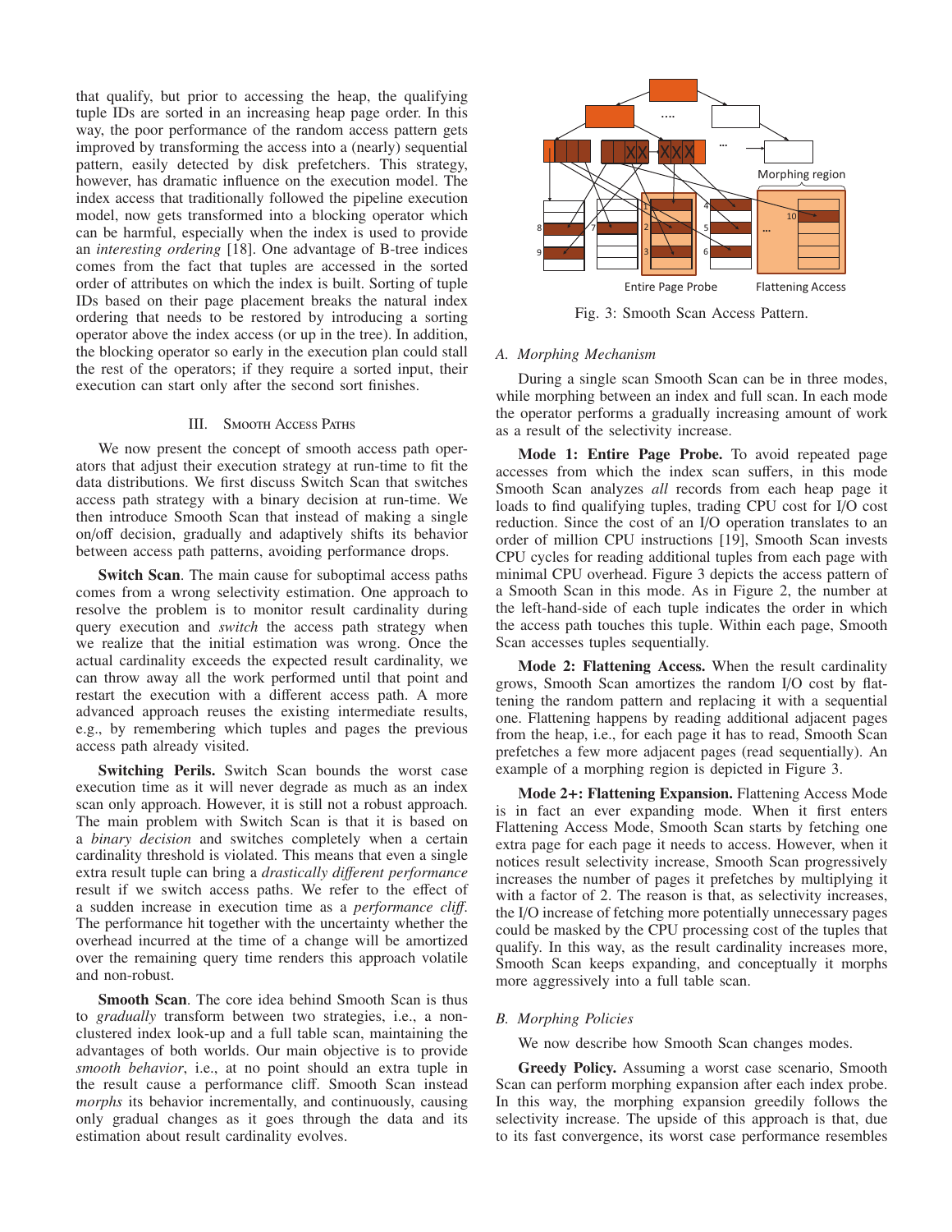that qualify, but prior to accessing the heap, the qualifying tuple IDs are sorted in an increasing heap page order. In this way, the poor performance of the random access pattern gets improved by transforming the access into a (nearly) sequential pattern, easily detected by disk prefetchers. This strategy, however, has dramatic influence on the execution model. The index access that traditionally followed the pipeline execution model, now gets transformed into a blocking operator which can be harmful, especially when the index is used to provide an *interesting ordering* [18]. One advantage of B-tree indices comes from the fact that tuples are accessed in the sorted order of attributes on which the index is built. Sorting of tuple IDs based on their page placement breaks the natural index ordering that needs to be restored by introducing a sorting operator above the index access (or up in the tree). In addition, the blocking operator so early in the execution plan could stall the rest of the operators; if they require a sorted input, their execution can start only after the second sort finishes.

## III. Smooth Access Paths

We now present the concept of smooth access path operators that adjust their execution strategy at run-time to fit the data distributions. We first discuss Switch Scan that switches access path strategy with a binary decision at run-time. We then introduce Smooth Scan that instead of making a single on/off decision, gradually and adaptively shifts its behavior between access path patterns, avoiding performance drops.

**Switch Scan**. The main cause for suboptimal access paths comes from a wrong selectivity estimation. One approach to resolve the problem is to monitor result cardinality during query execution and *switch* the access path strategy when we realize that the initial estimation was wrong. Once the actual cardinality exceeds the expected result cardinality, we can throw away all the work performed until that point and restart the execution with a different access path. A more advanced approach reuses the existing intermediate results, e.g., by remembering which tuples and pages the previous access path already visited.

**Switching Perils.** Switch Scan bounds the worst case execution time as it will never degrade as much as an index scan only approach. However, it is still not a robust approach. The main problem with Switch Scan is that it is based on a *binary decision* and switches completely when a certain cardinality threshold is violated. This means that even a single extra result tuple can bring a *drastically different performance* result if we switch access paths. We refer to the effect of a sudden increase in execution time as a *performance cliff*. The performance hit together with the uncertainty whether the overhead incurred at the time of a change will be amortized over the remaining query time renders this approach volatile and non-robust.

**Smooth Scan**. The core idea behind Smooth Scan is thus to *gradually* transform between two strategies, i.e., a non-clustered index look-up and a full table scan, maintaining the advantages of both worlds. Our main objective is to provide *smooth behavior*, i.e., at no point should an extra tuple in the result cause a performance cliff. Smooth Scan instead *morphs* its behavior incrementally, and continuously, causing only gradual changes as it goes through the data and its estimation about result cardinality evolves.

Morphing region

Entire Page Probe

Flattening Access

Fig. 3: Smooth Scan Access Pattern.

### A. Morphing Mechanism

During a single scan Smooth Scan can be in three modes, while morphing between an index and full scan. In each mode the operator performs a gradually increasing amount of work as a result of the selectivity increase.

**Mode 1: Entire Page Probe.** To avoid repeated page accesses from which the index scan suffers, in this mode Smooth Scan analyzes *all* records from each heap page it loads to find qualifying tuples, trading CPU cost for I/O cost reduction. Since the cost of an I/O operation translates to an order of million CPU instructions [19], Smooth Scan invests CPU cycles for reading additional tuples from each page with minimal CPU overhead. Figure 3 depicts the access pattern of a Smooth Scan in this mode. As in Figure 2, the number at the left-hand-side of each tuple indicates the order in which the access path touches this tuple. Within each page, Smooth Scan accesses tuples sequentially.

**Mode 2: Flattening Access.** When the result cardinality grows, Smooth Scan amortizes the random I/O cost by flattening the random pattern and replacing it with a sequential one. Flattening happens by reading additional adjacent pages from the heap, i.e., for each page it has to read, Smooth Scan prefetches a few more adjacent pages (read sequentially). An example of a morphing region is depicted in Figure 3.

**Mode 2+: Flattening Expansion.** Flattening Access Mode is in fact an ever expanding mode. When it first enters Flattening Access Mode, Smooth Scan starts by fetching one extra page for each page it needs to access. However, when it notices result selectivity increase, Smooth Scan progressively increases the number of pages it prefetches by multiplying it with a factor of 2. The reason is that, as selectivity increases, the I/O increase of fetching more potentially unnecessary pages could be masked by the CPU processing cost of the tuples that qualify. In this way, as the result cardinality increases more, Smooth Scan keeps expanding, and conceptually it morphs more aggressively into a full table scan.

### B. Morphing Policies

We now describe how Smooth Scan changes modes.

**Greedy Policy.** Assuming a worst case scenario, Smooth Scan can perform morphing expansion after each index probe. In this way, the morphing expansion greedily follows the selectivity increase. The upside of this approach is that, due to its fast convergence, its worst case performance resembles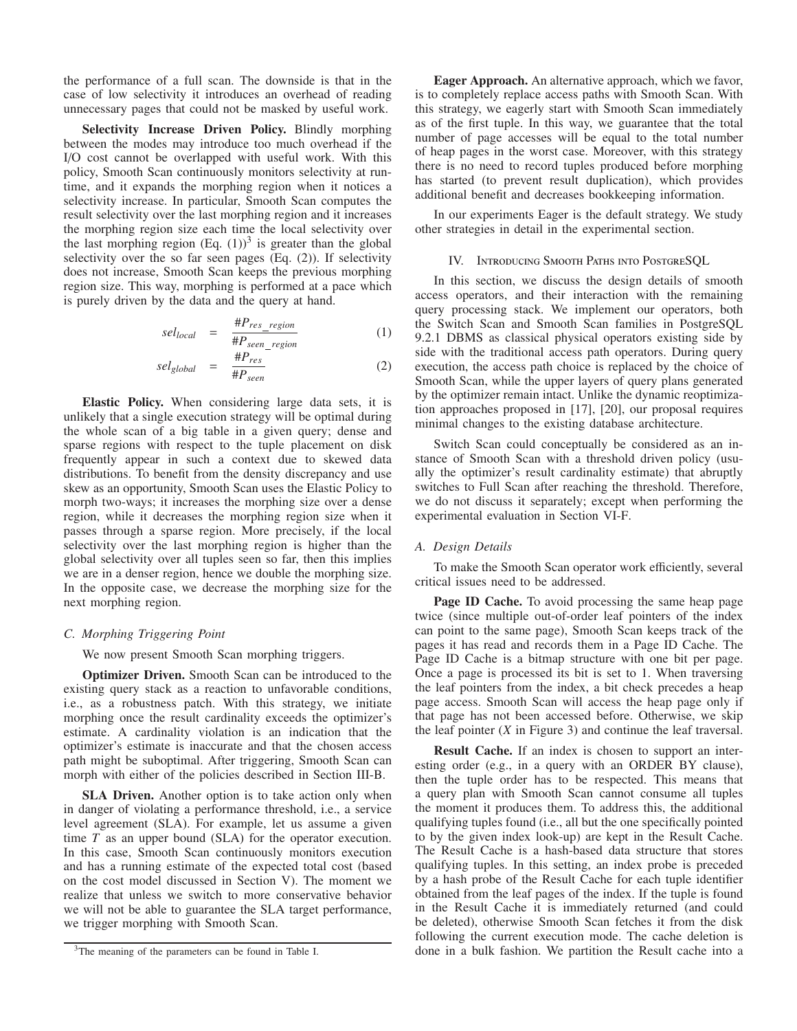the performance of a full scan. The downside is that in the case of low selectivity it introduces an overhead of reading unnecessary pages that could not be masked by useful work.

**Selectivity Increase Driven Policy.** Blindly morphing between the modes may introduce too much overhead if the I/O cost cannot be overlapped with useful work. With this policy, Smooth Scan continuously monitors selectivity at runtime, and it expands the morphing region when it notices a selectivity increase. In particular, Smooth Scan computes the result selectivity over the last morphing region and it increases the morphing region size each time the local selectivity over the last morphing region (Eq. (1))[3] is greater than the global selectivity over the so far seen pages (Eq. (2)). If selectivity does not increase, Smooth Scan keeps the previous morphing region size. This way, morphing is performed at a pace which is purely driven by the data and the query at hand.

$$sel_{local} = \frac{\#P_{res\_region}}{\#P_{seen\_region}} \quad (1)$$

$$sel_{global} = \frac{\#P_{res}}{\#P_{seen}} \quad (2)$$

**Elastic Policy.** When considering large data sets, it is unlikely that a single execution strategy will be optimal during the whole scan of a big table in a given query; dense and sparse regions with respect to the tuple placement on disk frequently appear in such a context due to skewed data distributions. To benefit from the density discrepancy and use skew as an opportunity, Smooth Scan uses the Elastic Policy to morph two-ways; it increases the morphing size over a dense region, while it decreases the morphing region size when it passes through a sparse region. More precisely, if the local selectivity over the last morphing region is higher than the global selectivity over all tuples seen so far, then this implies we are in a denser region, hence we double the morphing size. In the opposite case, we decrease the morphing size for the next morphing region.

### C. Morphing Triggering Point

We now present Smooth Scan morphing triggers.

**Optimizer Driven.** Smooth Scan can be introduced to the existing query stack as a reaction to unfavorable conditions, i.e., as a robustness patch. With this strategy, we initiate morphing once the result cardinality exceeds the optimizer's estimate. A cardinality violation is an indication that the optimizer's estimate is inaccurate and that the chosen access path might be suboptimal. After triggering, Smooth Scan can morph with either of the policies described in Section III-B.

**SLA Driven.** Another option is to take action only when in danger of violating a performance threshold, i.e., a service level agreement (SLA). For example, let us assume a given time $T$ as an upper bound (SLA) for the operator execution. In this case, Smooth Scan continuously monitors execution and has a running estimate of the expected total cost (based on the cost model discussed in Section V). The moment we realize that unless we switch to more conservative behavior we will not be able to guarantee the SLA target performance, we trigger morphing with Smooth Scan.

[3] The meaning of the parameters can be found in Table I.

**Eager Approach.** An alternative approach, which we favor, is to completely replace access paths with Smooth Scan. With this strategy, we eagerly start with Smooth Scan immediately as of the first tuple. In this way, we guarantee that the total number of page accesses will be equal to the total number of heap pages in the worst case. Moreover, with this strategy there is no need to record tuples produced before morphing has started (to prevent result duplication), which provides additional benefit and decreases bookkeeping information.

In our experiments Eager is the default strategy. We study other strategies in detail in the experimental section.

## IV. Introducing Smooth Paths into PostgreSQL

In this section, we discuss the design details of smooth access operators, and their interaction with the remaining query processing stack. We implement our operators, both the Switch Scan and Smooth Scan families in PostgreSQL 9.2.1 DBMS as classical physical operators existing side by side with the traditional access path operators. During query execution, the access path choice is replaced by the choice of Smooth Scan, while the upper layers of query plans generated by the optimizer remain intact. Unlike the dynamic reoptimization approaches proposed in [17], [20], our proposal requires minimal changes to the existing database architecture.

Switch Scan could conceptually be considered as an instance of Smooth Scan with a threshold driven policy (usually the optimizer's result cardinality estimate) that abruptly switches to Full Scan after reaching the threshold. Therefore, we do not discuss it separately; except when performing the experimental evaluation in Section VI-F.

### A. Design Details

To make the Smooth Scan operator work efficiently, several critical issues need to be addressed.

**Page ID Cache.** To avoid processing the same heap page twice (since multiple out-of-order leaf pointers of the index can point to the same page), Smooth Scan keeps track of the pages it has read and records them in a Page ID Cache. The Page ID Cache is a bitmap structure with one bit per page. Once a page is processed its bit is set to 1. When traversing the leaf pointers from the index, a bit check precedes a heap page access. Smooth Scan will access the heap page only if that page has not been accessed before. Otherwise, we skip the leaf pointer ($X$ in Figure 3) and continue the leaf traversal.

**Result Cache.** If an index is chosen to support an interesting order (e.g., in a query with an ORDER BY clause), then the tuple order has to be respected. This means that a query plan with Smooth Scan cannot consume all tuples the moment it produces them. To address this, the additional qualifying tuples found (i.e., all but the one specifically pointed to by the given index look-up) are kept in the Result Cache. The Result Cache is a hash-based data structure that stores qualifying tuples. In this setting, an index probe is preceded by a hash probe of the Result Cache for each tuple identifier obtained from the leaf pages of the index. If the tuple is found in the Result Cache it is immediately returned (and could be deleted), otherwise Smooth Scan fetches it from the disk following the current execution mode. The cache deletion is done in a bulk fashion. We partition the Result cache into a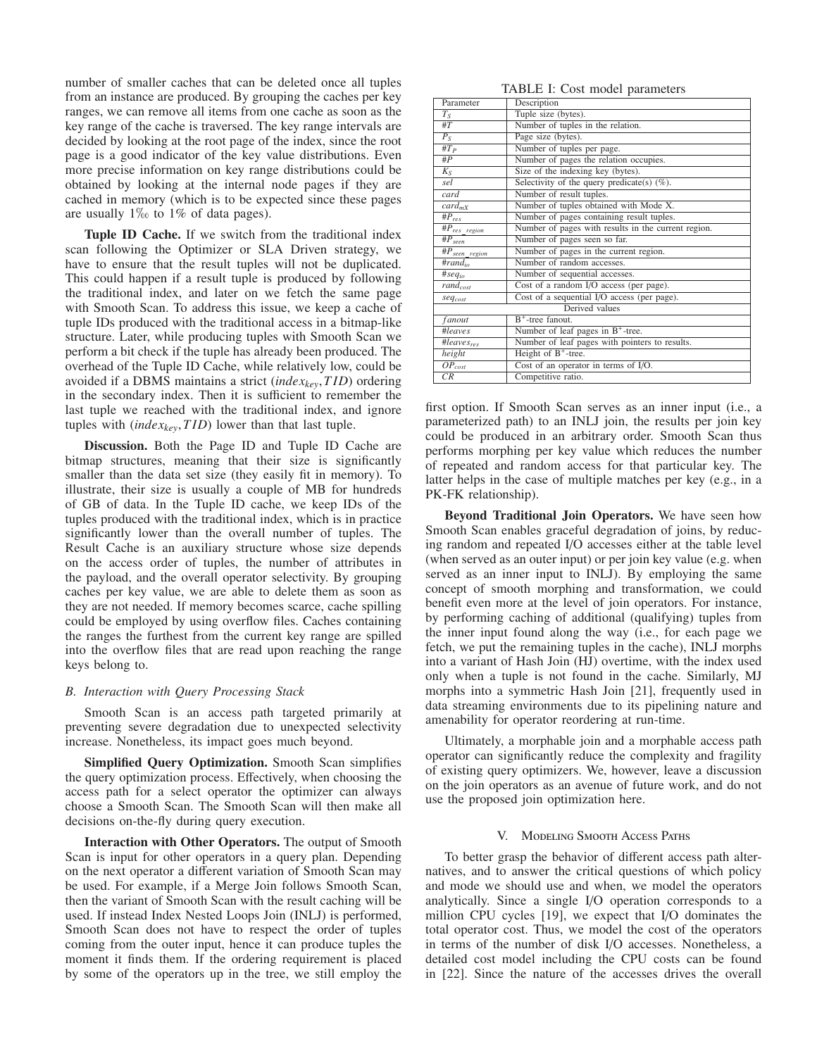number of smaller caches that can be deleted once all tuples from an instance are produced. By grouping the caches per key ranges, we can remove all items from one cache as soon as the key range of the cache is traversed. The key range intervals are decided by looking at the root page of the index, since the root page is a good indicator of the key value distributions. Even more precise information on key range distributions could be obtained by looking at the internal node pages if they are cached in memory (which is to be expected since these pages are usually 1‰ to 1% of data pages).

**Tuple ID Cache.** If we switch from the traditional index scan following the Optimizer or SLA Driven strategy, we have to ensure that the result tuples will not be duplicated. This could happen if a result tuple is produced by following the traditional index, and later on we fetch the same page with Smooth Scan. To address this issue, we keep a cache of tuple IDs produced with the traditional access in a bitmap-like structure. Later, while producing tuples with Smooth Scan we perform a bit check if the tuple has already been produced. The overhead of the Tuple ID Cache, while relatively low, could be avoided if a DBMS maintains a strict $(index_{key}, TID)$ ordering in the secondary index. Then it is sufficient to remember the last tuple we reached with the traditional index, and ignore tuples with $(index_{key}, TID)$ lower than that last tuple.

**Discussion.** Both the Page ID and Tuple ID Cache are bitmap structures, meaning that their size is significantly smaller than the data set size (they easily fit in memory). To illustrate, their size is usually a couple of MB for hundreds of GB of data. In the Tuple ID cache, we keep IDs of the tuples produced with the traditional index, which is in practice significantly lower than the overall number of tuples. The Result Cache is an auxiliary structure whose size depends on the access order of tuples, the number of attributes in the payload, and the overall operator selectivity. By grouping caches per key value, we are able to delete them as soon as they are not needed. If memory becomes scarce, cache spilling could be employed by using overflow files. Caches containing the ranges the furthest from the current key range are spilled into the overflow files that are read upon reaching the range keys belong to.

### B. Interaction with Query Processing Stack

Smooth Scan is an access path targeted primarily at preventing severe degradation due to unexpected selectivity increase. Nonetheless, its impact goes much beyond.

**Simplified Query Optimization.** Smooth Scan simplifies the query optimization process. Effectively, when choosing the access path for a select operator the optimizer can always choose a Smooth Scan. The Smooth Scan will then make all decisions on-the-fly during query execution.

**Interaction with Other Operators.** The output of Smooth Scan is input for other operators in a query plan. Depending on the next operator a different variation of Smooth Scan may be used. For example, if a Merge Join follows Smooth Scan, then the variant of Smooth Scan with the result caching will be used. If instead Index Nested Loops Join (INLJ) is performed, Smooth Scan does not have to respect the order of tuples coming from the outer input, hence it can produce tuples the moment it finds them. If the ordering requirement is placed by some of the operators up in the tree, we still employ the first option. If Smooth Scan serves as an inner input (i.e., a parameterized path) to an INLJ join, the results per join key could be produced in an arbitrary order. Smooth Scan thus performs morphing per key value which reduces the number of repeated and random access for that particular key. The latter helps in the case of multiple matches per key (e.g., in a PK-FK relationship).

TABLE I: Cost model parameters

| Parameter | Description |
|---|---|
| $T_S$ | Tuple size (bytes). |
| $\#T$ | Number of tuples in the relation. |
| $P_S$ | Page size (bytes). |
| $\#T_P$ | Number of tuples per page. |
| $\#P$ | Number of pages the relation occupies. |
| $K_S$ | Size of the indexing key (bytes). |
| $sel$ | Selectivity of the query predicate(s) (%). |
| $card$ | Number of result tuples. |
| $card_{mX}$ | Number of tuples obtained with Mode X. |
| $\#P_{res}$ | Number of pages containing result tuples. |
| $\#P_{res\_region}$ | Number of pages with results in the current region. |
| $\#P_{seen}$ | Number of pages seen so far. |
| $\#P_{seen\_region}$ | Number of pages in the current region. |
| $\#rand_{io}$ | Number of random accesses. |
| $\#seq_{io}$ | Number of sequential accesses. |
| $rand_{cost}$ | Cost of a random I/O access (per page). |
| $seq_{cost}$ | Cost of a sequential I/O access (per page). |
| Derived values | |
| $fanout$ | B$^+$-tree fanout. |
| $\#leaves$ | Number of leaf pages in B$^+$-tree. |
| $\#leaves_{res}$ | Number of leaf pages with pointers to results. |
| $height$ | Height of B$^+$-tree. |
| $OP_{cost}$ | Cost of an operator in terms of I/O. |
| $CR$ | Competitive ratio. |

**Beyond Traditional Join Operators.** We have seen how Smooth Scan enables graceful degradation of joins, by reducing random and repeated I/O accesses either at the table level (when served as an outer input) or per join key value (e.g. when served as an inner input to INLJ). By employing the same concept of smooth morphing and transformation, we could benefit even more at the level of join operators. For instance, by performing caching of additional (qualifying) tuples from the inner input found along the way (i.e., for each page we fetch, we put the remaining tuples in the cache), INLJ morphs into a variant of Hash Join (HJ) overtime, with the index used only when a tuple is not found in the cache. Similarly, MJ morphs into a symmetric Hash Join [21], frequently used in data streaming environments due to its pipelining nature and amenability for operator reordering at run-time.

Ultimately, a morphable join and a morphable access path operator can significantly reduce the complexity and fragility of existing query optimizers. We, however, leave a discussion on the join operators as an avenue of future work, and do not use the proposed join optimization here.

## V. Modeling Smooth Access Paths

To better grasp the behavior of different access path alternatives, and to answer the critical questions of which policy and mode we should use and when, we model the operators analytically. Since a single I/O operation corresponds to a million CPU cycles [19], we expect that I/O dominates the total operator cost. Thus, we model the cost of the operators in terms of the number of disk I/O accesses. Nonetheless, a detailed cost model including the CPU costs can be found in [22]. Since the nature of the accesses drives the overall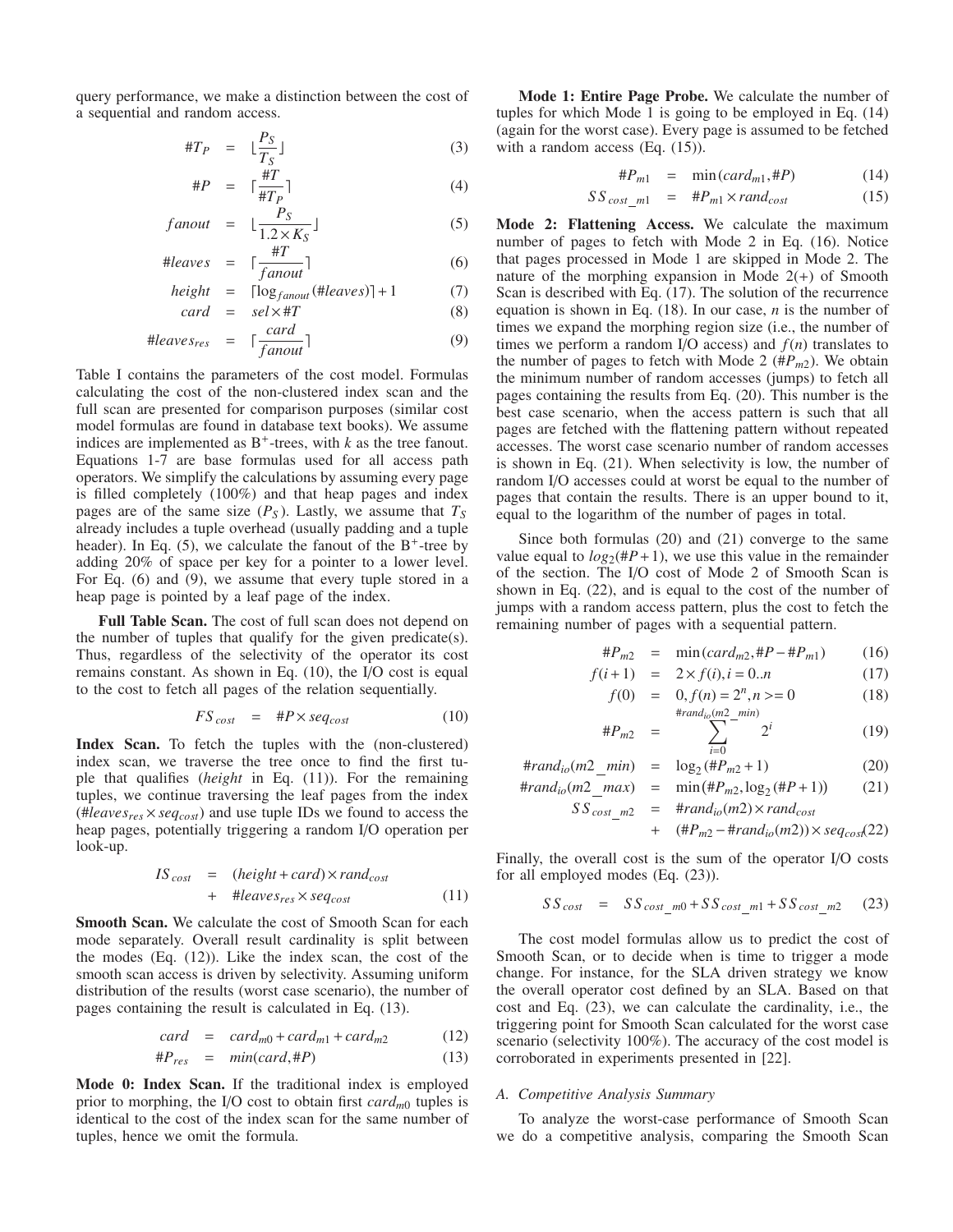query performance, we make a distinction between the cost of a sequential and random access.

$$\#T_P = \lfloor \frac{P_S}{T_S} \rfloor \quad (3)$$

$$\#P = \lceil \frac{\#T}{\#T_P} \rceil \quad (4)$$

$$fanout = \lfloor \frac{P_S}{1.2 \times K_S} \rfloor \quad (5)$$

$$\#leaves = \lceil \frac{\#T}{fanout} \rceil \quad (6)$$

$$height = \lceil \log_{fanout}(\#leaves) \rceil + 1 \quad (7)$$

$$card = sel \times \#T \quad (8)$$

$$\#leaves_{res} = \lceil \frac{card}{fanout} \rceil \quad (9)$$

Table I contains the parameters of the cost model. Formulas calculating the cost of the non-clustered index scan and the full scan are presented for comparison purposes (similar cost model formulas are found in database text books). We assume indices are implemented as $B^+$-trees, with $k$ as the tree fanout. Equations 1-7 are base formulas used for all access path operators. We simplify the calculations by assuming every page is filled completely (100%) and that heap pages and index pages are of the same size ($P_S$). Lastly, we assume that $T_S$ already includes a tuple overhead (usually padding and a tuple header). In Eq. (5), we calculate the fanout of the $B^+$-tree by adding 20% of space per key for a pointer to a lower level. For Eq. (6) and (9), we assume that every tuple stored in a heap page is pointed by a leaf page of the index.

**Full Table Scan.** The cost of full scan does not depend on the number of tuples that qualify for the given predicate(s). Thus, regardless of the selectivity of the operator its cost remains constant. As shown in Eq. (10), the I/O cost is equal to the cost to fetch all pages of the relation sequentially.

$$FS_{cost} = \#P \times seq_{cost} \quad (10)$$

**Index Scan.** To fetch the tuples with the (non-clustered) index scan, we traverse the tree once to find the first tuple that qualifies (*height* in Eq. (11)). For the remaining tuples, we continue traversing the leaf pages from the index ($\#leaves_{res} \times seq_{cost}$) and use tuple IDs we found to access the heap pages, potentially triggering a random I/O operation per look-up.

$$IS_{cost} = (height + card) \times rand_{cost} + \#leaves_{res} \times seq_{cost} \quad (11)$$

**Smooth Scan.** We calculate the cost of Smooth Scan for each mode separately. Overall result cardinality is split between the modes (Eq. (12)). Like the index scan, the cost of the smooth scan access is driven by selectivity. Assuming uniform distribution of the results (worst case scenario), the number of pages containing the result is calculated in Eq. (13).

$$card = card_{m0} + card_{m1} + card_{m2} \quad (12)$$

$$\#P_{res} = min(card, \#P) \quad (13)$$

**Mode 0: Index Scan.** If the traditional index is employed prior to morphing, the I/O cost to obtain first $card_{m0}$ tuples is identical to the cost of the index scan for the same number of tuples, hence we omit the formula.

**Mode 1: Entire Page Probe.** We calculate the number of tuples for which Mode 1 is going to be employed in Eq. (14) (again for the worst case). Every page is assumed to be fetched with a random access (Eq. (15)).

$$\#P_{m1} = \min(card_{m1}, \#P) \quad (14)$$

$$SS_{cost\_m1} = \#P_{m1} \times rand_{cost} \quad (15)$$

**Mode 2: Flattening Access.** We calculate the maximum number of pages to fetch with Mode 2 in Eq. (16). Notice that pages processed in Mode 1 are skipped in Mode 2. The nature of the morphing expansion in Mode 2(+) of Smooth Scan is described with Eq. (17). The solution of the recurrence equation is shown in Eq. (18). In our case, $n$ is the number of times we expand the morphing region size (i.e., the number of times we perform a random I/O access) and $f(n)$ translates to the number of pages to fetch with Mode 2 ($\#P_{m2}$). We obtain the minimum number of random accesses (jumps) to fetch all pages containing the results from Eq. (20). This number is the best case scenario, when the access pattern is such that all pages are fetched with the flattening pattern without repeated accesses. The worst case scenario number of random accesses is shown in Eq. (21). When selectivity is low, the number of random I/O accesses could at worst be equal to the number of pages that contain the results. There is an upper bound to it, equal to the logarithm of the number of pages in total.

Since both formulas (20) and (21) converge to the same value equal to $log_2(\#P+1)$, we use this value in the remainder of the section. The I/O cost of Mode 2 of Smooth Scan is shown in Eq. (22), and is equal to the cost of the number of jumps with a random access pattern, plus the cost to fetch the remaining number of pages with a sequential pattern.

$$\#P_{m2} = \min(card_{m2}, \#P - \#P_{m1}) \quad (16)$$

$$f(i+1) = 2 \times f(i), i = 0..n \quad (17)$$

$$f(0) = 0, f(n) = 2^n, n >= 0 \quad (18)$$

$$\#P_{m2} = \sum_{i=0}^{\#rand_{io}(m2\_min)} 2^i \quad (19)$$

$$\#rand_{io}(m2\_min) = \log_2(\#P_{m2} + 1) \quad (20)$$

$$\#rand_{io}(m2\_max) = \min(\#P_{m2}, \log_2(\#P + 1)) \quad (21)$$

$$SS_{cost\_m2} = \#rand_{io}(m2) \times rand_{cost} + (\#P_{m2} - \#rand_{io}(m2)) \times seq_{cost} \quad (22)$$

Finally, the overall cost is the sum of the operator I/O costs for all employed modes (Eq. (23)).

$$SS_{cost} = SS_{cost\_m0} + SS_{cost\_m1} + SS_{cost\_m2} \quad (23)$$

The cost model formulas allow us to predict the cost of Smooth Scan, or to decide when is time to trigger a mode change. For instance, for the SLA driven strategy we know the overall operator cost defined by an SLA. Based on that cost and Eq. (23), we can calculate the cardinality, i.e., the triggering point for Smooth Scan calculated for the worst case scenario (selectivity 100%). The accuracy of the cost model is corroborated in experiments presented in [22].

### *A. Competitive Analysis Summary*

To analyze the worst-case performance of Smooth Scan we do a competitive analysis, comparing the Smooth Scan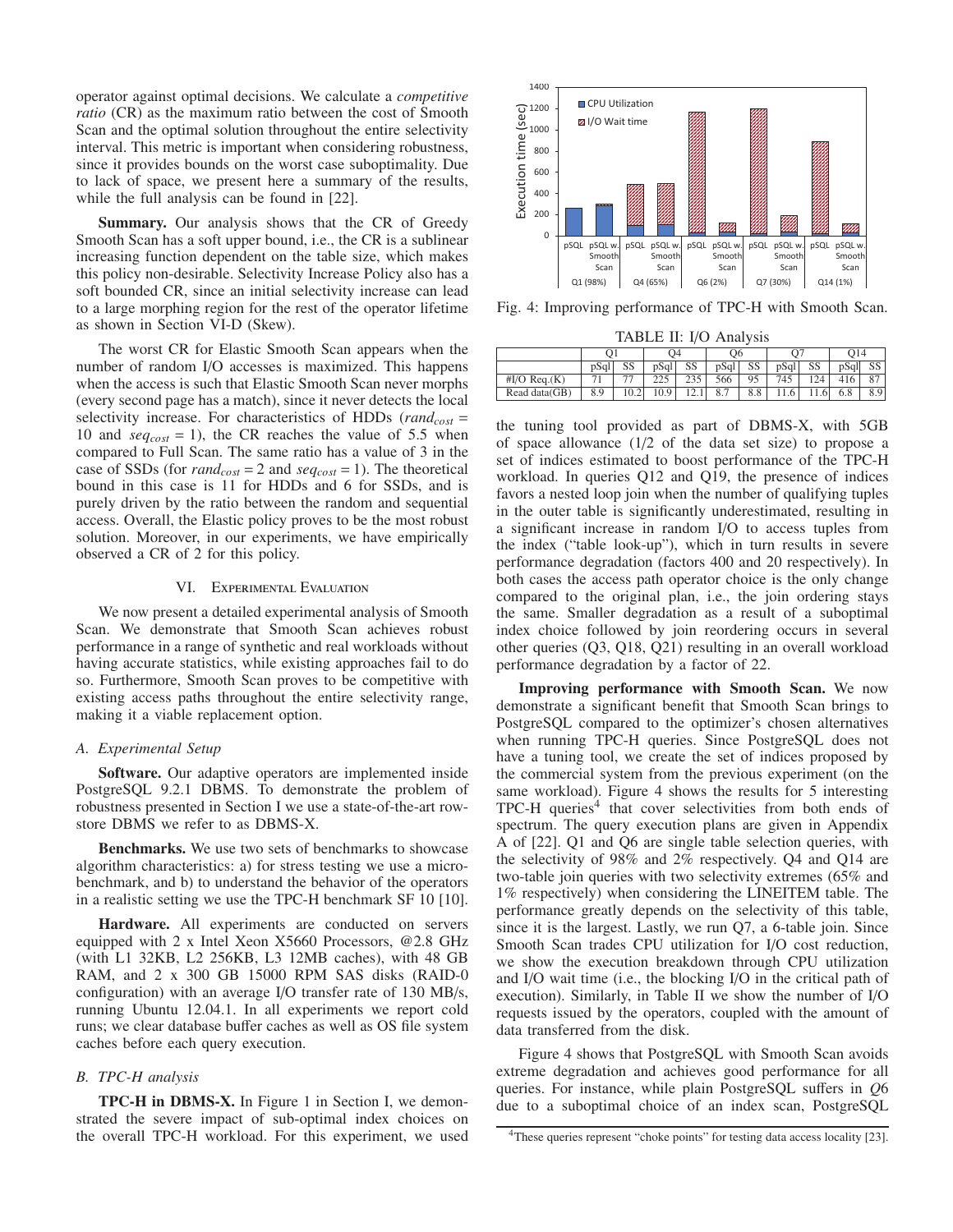operator against optimal decisions. We calculate a *competitive ratio* (CR) as the maximum ratio between the cost of Smooth Scan and the optimal solution throughout the entire selectivity interval. This metric is important when considering robustness, since it provides bounds on the worst case suboptimality. Due to lack of space, we present here a summary of the results, while the full analysis can be found in [22].

**Summary.** Our analysis shows that the CR of Greedy Smooth Scan has a soft upper bound, i.e., the CR is a sublinear increasing function dependent on the table size, which makes this policy non-desirable. Selectivity Increase Policy also has a soft bounded CR, since an initial selectivity increase can lead to a large morphing region for the rest of the operator lifetime as shown in Section VI-D (Skew).

The worst CR for Elastic Smooth Scan appears when the number of random I/O accesses is maximized. This happens when the access is such that Elastic Smooth Scan never morphs (every second page has a match), since it never detects the local selectivity increase. For characteristics of HDDs ($rand_{cost}$ = 10 and $seq_{cost}$ = 1), the CR reaches the value of 5.5 when compared to Full Scan. The same ratio has a value of 3 in the case of SSDs (for $rand_{cost}$ = 2 and $seq_{cost}$ = 1). The theoretical bound in this case is 11 for HDDs and 6 for SSDs, and is purely driven by the ratio between the random and sequential access. Overall, the Elastic policy proves to be the most robust solution. Moreover, in our experiments, we have empirically observed a CR of 2 for this policy.

## VI. Experimental Evaluation

We now present a detailed experimental analysis of Smooth Scan. We demonstrate that Smooth Scan achieves robust performance in a range of synthetic and real workloads without having accurate statistics, while existing approaches fail to do so. Furthermore, Smooth Scan proves to be competitive with existing access paths throughout the entire selectivity range, making it a viable replacement option.

### *A. Experimental Setup*

**Software.** Our adaptive operators are implemented inside PostgreSQL 9.2.1 DBMS. To demonstrate the problem of robustness presented in Section I we use a state-of-the-art row-store DBMS we refer to as DBMS-X.

**Benchmarks.** We use two sets of benchmarks to showcase algorithm characteristics: a) for stress testing we use a micro-benchmark, and b) to understand the behavior of the operators in a realistic setting we use the TPC-H benchmark SF 10 [10].

**Hardware.** All experiments are conducted on servers equipped with 2 x Intel Xeon X5660 Processors, @2.8 GHz (with L1 32KB, L2 256KB, L3 12MB caches), with 48 GB RAM, and 2 x 300 GB 15000 RPM SAS disks (RAID-0 configuration) with an average I/O transfer rate of 130 MB/s, running Ubuntu 12.04.1. In all experiments we report cold runs; we clear database buffer caches as well as OS file system caches before each query execution.

### *B. TPC-H analysis*

**TPC-H in DBMS-X.** In Figure 1 in Section I, we demonstrated the severe impact of sub-optimal index choices on the overall TPC-H workload. For this experiment, we used the tuning tool provided as part of DBMS-X, with 5GB of space allowance (1/2 of the data set size) to propose a set of indices estimated to boost performance of the TPC-H workload. In queries Q12 and Q19, the presence of indices favors a nested loop join when the number of qualifying tuples in the outer table is significantly underestimated, resulting in a significant increase in random I/O to access tuples from the index ("table look-up"), which in turn results in severe performance degradation (factors 400 and 20 respectively). In both cases the access path operator choice is the only change compared to the original plan, i.e., the join ordering stays the same. Smaller degradation as a result of a suboptimal index choice followed by join reordering occurs in several other queries (Q3, Q18, Q21) resulting in an overall workload performance degradation by a factor of 22.

1400
1200
1000
800
600
400
200
0
Execution time (sec)
CPU Utilization
I/O Wait time
pSQL | pSQL w. Smooth Scan | pSQL | pSQL w. Smooth Scan | pSQL | pSQL w. Smooth Scan | pSQL | pSQL w. Smooth Scan | pSQL | pSQL w. Smooth Scan
Q1 (98%) | Q4 (65%) | Q6 (2%) | Q7 (30%) | Q14 (1%)

Fig. 4: Improving performance of TPC-H with Smooth Scan.

TABLE II: I/O Analysis

| | Q1 | | Q4 | | Q6 | | Q7 | | Q14 | |
|---|---|---|---|---|---|---|---|---|---|---|
| | pSql | SS | pSql | SS | pSql | SS | pSql | SS | pSql | SS |
| #I/O Req.(K) | 71 | 77 | 225 | 235 | 566 | 95 | 745 | 124 | 416 | 87 |
| Read data(GB) | 8.9 | 10.2 | 10.9 | 12.1 | 8.7 | 8.8 | 11.6 | 11.6 | 6.8 | 8.9 |

**Improving performance with Smooth Scan.** We now demonstrate a significant benefit that Smooth Scan brings to PostgreSQL compared to the optimizer's chosen alternatives when running TPC-H queries. Since PostgreSQL does not have a tuning tool, we create the set of indices proposed by the commercial system from the previous experiment (on the same workload). Figure 4 shows the results for 5 interesting TPC-H queries[4] that cover selectivities from both ends of spectrum. The query execution plans are given in Appendix A of [22]. Q1 and Q6 are single table selection queries, with the selectivity of 98% and 2% respectively. Q4 and Q14 are two-table join queries with two selectivity extremes (65% and 1% respectively) when considering the LINEITEM table. The performance greatly depends on the selectivity of this table, since it is the largest. Lastly, we run Q7, a 6-table join. Since Smooth Scan trades CPU utilization for I/O cost reduction, we show the execution breakdown through CPU utilization and I/O wait time (i.e., the blocking I/O in the critical path of execution). Similarly, in Table II we show the number of I/O requests issued by the operators, coupled with the amount of data transferred from the disk.

Figure 4 shows that PostgreSQL with Smooth Scan avoids extreme degradation and achieves good performance for all queries. For instance, while plain PostgreSQL suffers in *Q*6 due to a suboptimal choice of an index scan, PostgreSQL

[4]These queries represent "choke points" for testing data access locality [23].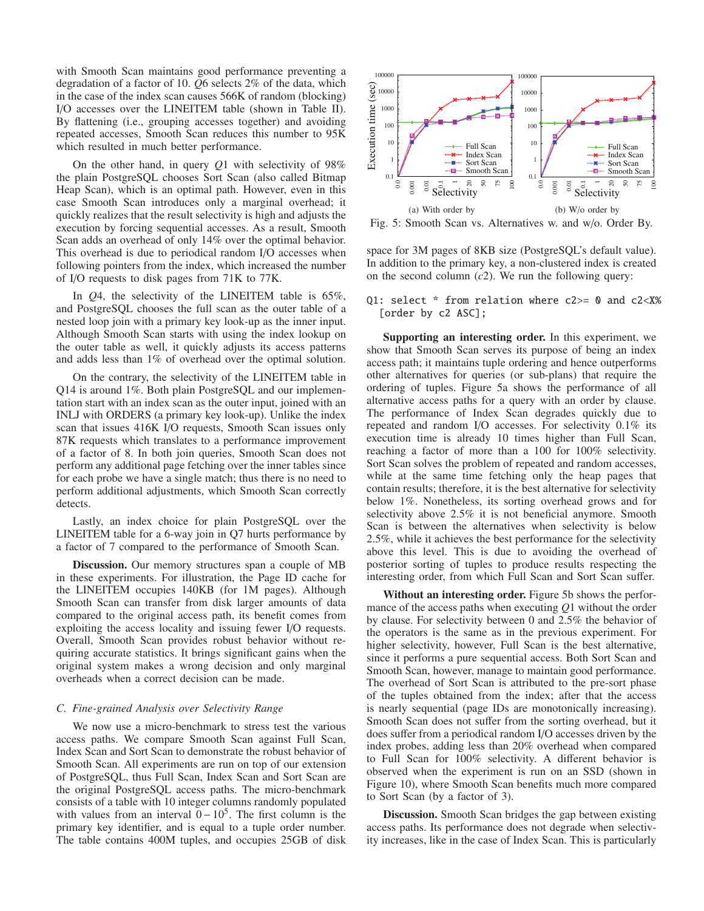with Smooth Scan maintains good performance preventing a degradation of a factor of 10. $Q6$ selects 2% of the data, which in the case of the index scan causes 566K of random (blocking) I/O accesses over the LINEITEM table (shown in Table II). By flattening (i.e., grouping accesses together) and avoiding repeated accesses, Smooth Scan reduces this number to 95K which resulted in much better performance.

On the other hand, in query $Q1$ with selectivity of 98% the plain PostgreSQL chooses Sort Scan (also called Bitmap Heap Scan), which is an optimal path. However, even in this case Smooth Scan introduces only a marginal overhead; it quickly realizes that the result selectivity is high and adjusts the execution by forcing sequential accesses. As a result, Smooth Scan adds an overhead of only 14% over the optimal behavior. This overhead is due to periodical random I/O accesses when following pointers from the index, which increased the number of I/O requests to disk pages from 71K to 77K.

In $Q4$, the selectivity of the LINEITEM table is 65%, and PostgreSQL chooses the full scan as the outer table of a nested loop join with a primary key look-up as the inner input. Although Smooth Scan starts with using the index lookup on the outer table as well, it quickly adjusts its access patterns and adds less than 1% of overhead over the optimal solution.

On the contrary, the selectivity of the LINEITEM table in Q14 is around 1%. Both plain PostgreSQL and our implementation start with an index scan as the outer input, joined with an INLJ with ORDERS (a primary key look-up). Unlike the index scan that issues 416K I/O requests, Smooth Scan issues only 87K requests which translates to a performance improvement of a factor of 8. In both join queries, Smooth Scan does not perform any additional page fetching over the inner tables since for each probe we have a single match; thus there is no need to perform additional adjustments, which Smooth Scan correctly detects.

Lastly, an index choice for plain PostgreSQL over the LINEITEM table for a 6-way join in Q7 hurts performance by a factor of 7 compared to the performance of Smooth Scan.

**Discussion.** Our memory structures span a couple of MB in these experiments. For illustration, the Page ID cache for the LINEITEM occupies 140KB (for 1M pages). Although Smooth Scan can transfer from disk larger amounts of data compared to the original access path, its benefit comes from exploiting the access locality and issuing fewer I/O requests. Overall, Smooth Scan provides robust behavior without requiring accurate statistics. It brings significant gains when the original system makes a wrong decision and only marginal overheads when a correct decision can be made.

### C. Fine-grained Analysis over Selectivity Range

We now use a micro-benchmark to stress test the various access paths. We compare Smooth Scan against Full Scan, Index Scan and Sort Scan to demonstrate the robust behavior of Smooth Scan. All experiments are run on top of our extension of PostgreSQL, thus Full Scan, Index Scan and Sort Scan are the original PostgreSQL access paths. The micro-benchmark consists of a table with 10 integer columns randomly populated with values from an interval $0-10^5$. The first column is the primary key identifier, and is equal to a tuple order number. The table contains 400M tuples, and occupies 25GB of disk

Execution time (sec)
100000
10000
1000
100
10
1
0.1
0.0
0.001
0.01
0.1
1
20
50
75
100
Selectivity
Full Scan
Index Scan
Sort Scan
Smooth Scan
(a) With order by

100000
10000
1000
100
10
1
0.1
0.0
0.001
0.01
0.1
1
20
50
75
100
Selectivity
Full Scan
Index Scan
Sort Scan
Smooth Scan
(b) W/o order by

Fig. 5: Smooth Scan vs. Alternatives w. and w/o. Order By.

space for 3M pages of 8KB size (PostgreSQL's default value). In addition to the primary key, a non-clustered index is created on the second column ($c2$). We run the following query:

```
Q1: select * from relation where c2>= 0 and c2<X%
  [order by c2 ASC];
```

**Supporting an interesting order.** In this experiment, we show that Smooth Scan serves its purpose of being an index access path; it maintains tuple ordering and hence outperforms other alternatives for queries (or sub-plans) that require the ordering of tuples. Figure 5a shows the performance of all alternative access paths for a query with an order by clause. The performance of Index Scan degrades quickly due to repeated and random I/O accesses. For selectivity 0.1% its execution time is already 10 times higher than Full Scan, reaching a factor of more than a 100 for 100% selectivity. Sort Scan solves the problem of repeated and random accesses, while at the same time fetching only the heap pages that contain results; therefore, it is the best alternative for selectivity below 1%. Nonetheless, its sorting overhead grows and for selectivity above 2.5% it is not beneficial anymore. Smooth Scan is between the alternatives when selectivity is below 2.5%, while it achieves the best performance for the selectivity above this level. This is due to avoiding the overhead of posterior sorting of tuples to produce results respecting the interesting order, from which Full Scan and Sort Scan suffer.

**Without an interesting order.** Figure 5b shows the performance of the access paths when executing $Q1$ without the order by clause. For selectivity between 0 and 2.5% the behavior of the operators is the same as in the previous experiment. For higher selectivity, however, Full Scan is the best alternative, since it performs a pure sequential access. Both Sort Scan and Smooth Scan, however, manage to maintain good performance. The overhead of Sort Scan is attributed to the pre-sort phase of the tuples obtained from the index; after that the access is nearly sequential (page IDs are monotonically increasing). Smooth Scan does not suffer from the sorting overhead, but it does suffer from a periodical random I/O accesses driven by the index probes, adding less than 20% overhead when compared to Full Scan for 100% selectivity. A different behavior is observed when the experiment is run on an SSD (shown in Figure 10), where Smooth Scan benefits much more compared to Sort Scan (by a factor of 3).

**Discussion.** Smooth Scan bridges the gap between existing access paths. Its performance does not degrade when selectivity increases, like in the case of Index Scan. This is particularly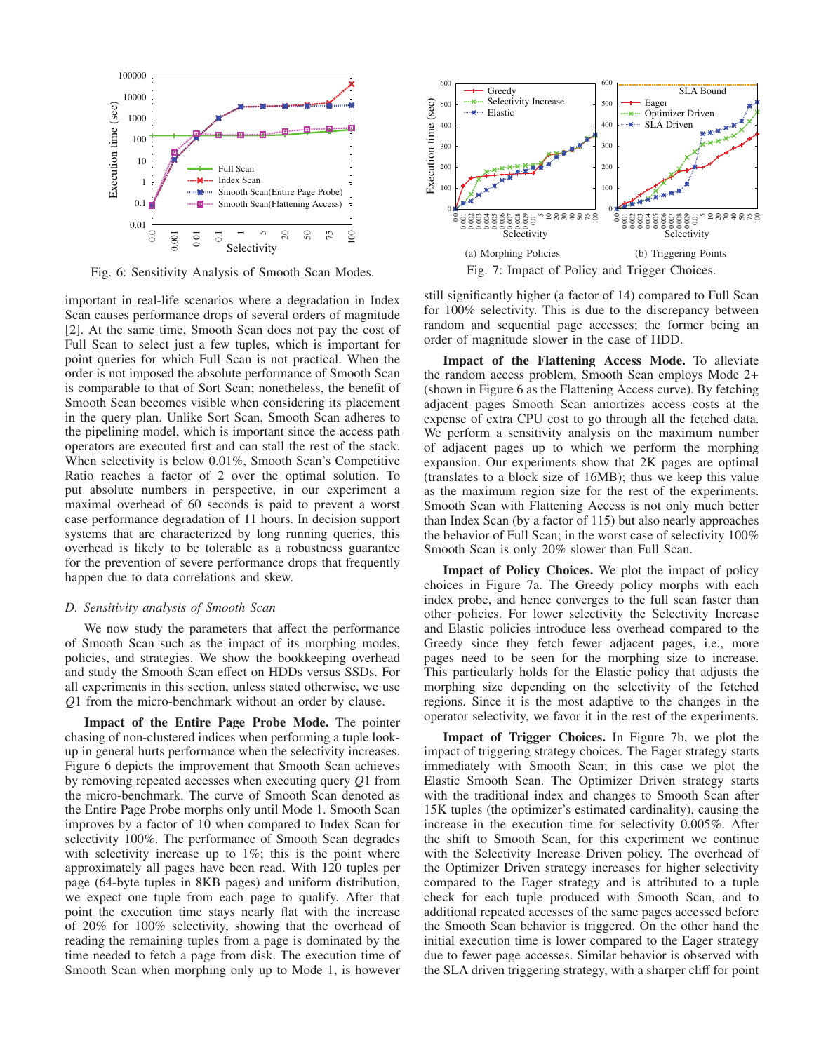Fig. 6: Sensitivity Analysis of Smooth Scan Modes.

important in real-life scenarios where a degradation in Index Scan causes performance drops of several orders of magnitude [2]. At the same time, Smooth Scan does not pay the cost of Full Scan to select just a few tuples, which is important for point queries for which Full Scan is not practical. When the order is not imposed the absolute performance of Smooth Scan is comparable to that of Sort Scan; nonetheless, the benefit of Smooth Scan becomes visible when considering its placement in the query plan. Unlike Sort Scan, Smooth Scan adheres to the pipelining model, which is important since the access path operators are executed first and can stall the rest of the stack. When selectivity is below 0.01%, Smooth Scan's Competitive Ratio reaches a factor of 2 over the optimal solution. To put absolute numbers in perspective, in our experiment a maximal overhead of 60 seconds is paid to prevent a worst case performance degradation of 11 hours. In decision support systems that are characterized by long running queries, this overhead is likely to be tolerable as a robustness guarantee for the prevention of severe performance drops that frequently happen due to data correlations and skew.

### D. Sensitivity analysis of Smooth Scan

We now study the parameters that affect the performance of Smooth Scan such as the impact of its morphing modes, policies, and strategies. We show the bookkeeping overhead and study the Smooth Scan effect on HDDs versus SSDs. For all experiments in this section, unless stated otherwise, we use $Q1$ from the micro-benchmark without an order by clause.

**Impact of the Entire Page Probe Mode.** The pointer chasing of non-clustered indices when performing a tuple look-up in general hurts performance when the selectivity increases. Figure 6 depicts the improvement that Smooth Scan achieves by removing repeated accesses when executing query $Q1$ from the micro-benchmark. The curve of Smooth Scan denoted as the Entire Page Probe morphs only until Mode 1. Smooth Scan improves by a factor of 10 when compared to Index Scan for selectivity 100%. The performance of Smooth Scan degrades with selectivity increase up to 1%; this is the point where approximately all pages have been read. With 120 tuples per page (64-byte tuples in 8KB pages) and uniform distribution, we expect one tuple from each page to qualify. After that point the execution time stays nearly flat with the increase of 20% for 100% selectivity, showing that the overhead of reading the remaining tuples from a page is dominated by the time needed to fetch a page from disk. The execution time of Smooth Scan when morphing only up to Mode 1, is however still significantly higher (a factor of 14) compared to Full Scan for 100% selectivity. This is due to the discrepancy between random and sequential page accesses; the former being an order of magnitude slower in the case of HDD.

(a) Morphing Policies (b) Triggering Points

Fig. 7: Impact of Policy and Trigger Choices.

**Impact of the Flattening Access Mode.** To alleviate the random access problem, Smooth Scan employs Mode 2+ (shown in Figure 6 as the Flattening Access curve). By fetching adjacent pages Smooth Scan amortizes access costs at the expense of extra CPU cost to go through all the fetched data. We perform a sensitivity analysis on the maximum number of adjacent pages up to which we perform the morphing expansion. Our experiments show that 2K pages are optimal (translates to a block size of 16MB); thus we keep this value as the maximum region size for the rest of the experiments. Smooth Scan with Flattening Access is not only much better than Index Scan (by a factor of 115) but also nearly approaches the behavior of Full Scan; in the worst case of selectivity 100% Smooth Scan is only 20% slower than Full Scan.

**Impact of Policy Choices.** We plot the impact of policy choices in Figure 7a. The Greedy policy morphs with each index probe, and hence converges to the full scan faster than other policies. For lower selectivity the Selectivity Increase and Elastic policies introduce less overhead compared to the Greedy since they fetch fewer adjacent pages, i.e., more pages need to be seen for the morphing size to increase. This particularly holds for the Elastic policy that adjusts the morphing size depending on the selectivity of the fetched regions. Since it is the most adaptive to the changes in the operator selectivity, we favor it in the rest of the experiments.

**Impact of Trigger Choices.** In Figure 7b, we plot the impact of triggering strategy choices. The Eager strategy starts immediately with Smooth Scan; in this case we plot the Elastic Smooth Scan. The Optimizer Driven strategy starts with the traditional index and changes to Smooth Scan after 15K tuples (the optimizer's estimated cardinality), causing the increase in the execution time for selectivity 0.005%. After the shift to Smooth Scan, for this experiment we continue with the Selectivity Increase Driven policy. The overhead of the Optimizer Driven strategy increases for higher selectivity compared to the Eager strategy and is attributed to a tuple check for each tuple produced with Smooth Scan, and to additional repeated accesses of the same pages accessed before the Smooth Scan behavior is triggered. On the other hand the initial execution time is lower compared to the Eager strategy due to fewer page accesses. Similar behavior is observed with the SLA driven triggering strategy, with a sharper cliff for point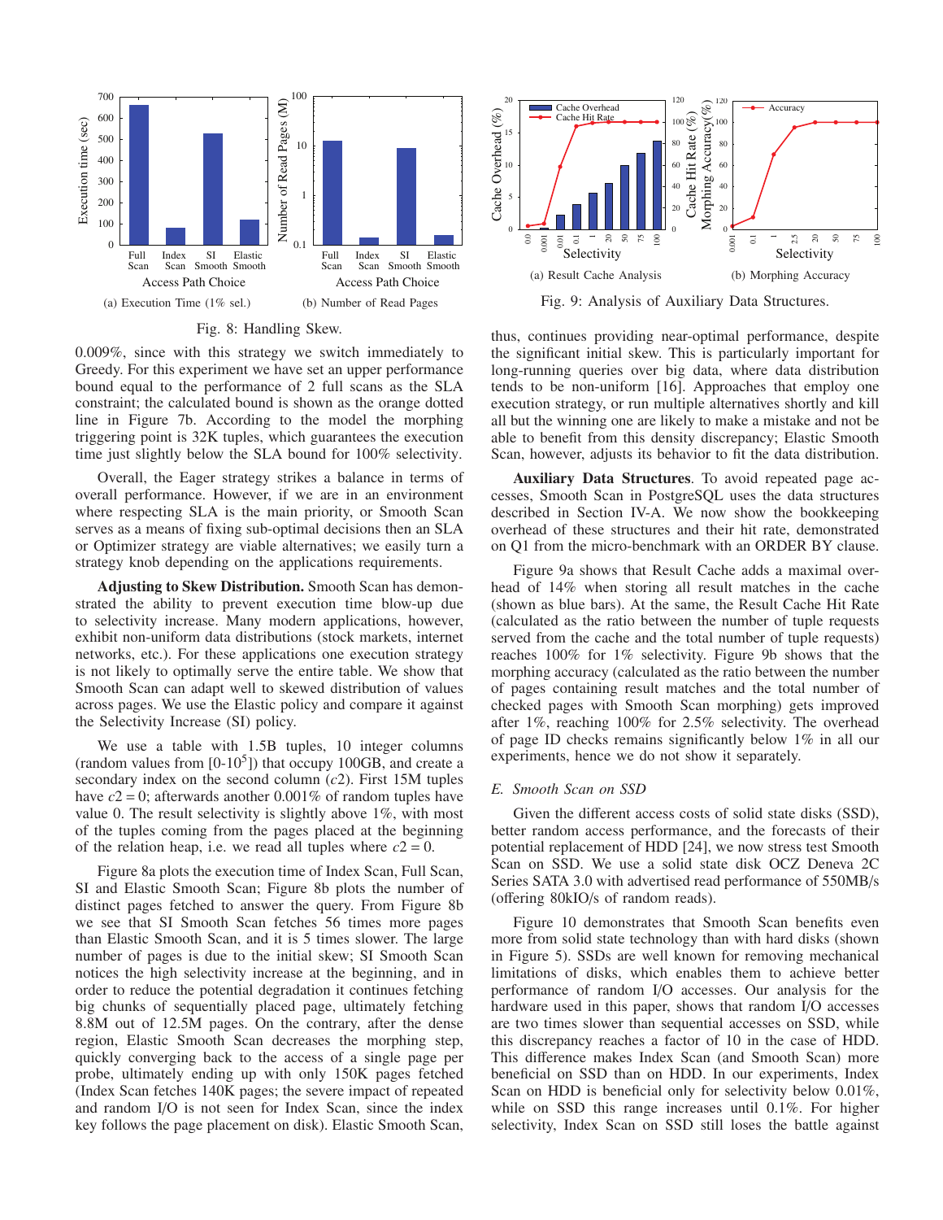700
600
500
400
300
200
100
0
Execution time (sec)
Full Scan
Index Scan
SI Smooth
Elastic Smooth
Access Path Choice

(a) Execution Time (1% sel.)

100
10
1
0.1
Number of Read Pages (M)
Full Scan
Index Scan
SI Smooth
Elastic Smooth
Access Path Choice

(b) Number of Read Pages

Fig. 8: Handling Skew.

20
15
10
5
0
Cache Overhead (%)
Cache Overhead
Cache Hit Rate
120
100
80
60
40
20
0
Cache Hit Rate (%)
0.0
0.001
0.01
0.1
1
20
50
75
100
Selectivity

(a) Result Cache Analysis

120
100
80
60
40
20
0
Morphing Accuracy(%)
Accuracy
0.001
0.1
1
2.5
20
50
75
100
Selectivity

(b) Morphing Accuracy

Fig. 9: Analysis of Auxiliary Data Structures.

0.009%, since with this strategy we switch immediately to Greedy. For this experiment we have set an upper performance bound equal to the performance of 2 full scans as the SLA constraint; the calculated bound is shown as the orange dotted line in Figure 7b. According to the model the morphing triggering point is 32K tuples, which guarantees the execution time just slightly below the SLA bound for 100% selectivity.

Overall, the Eager strategy strikes a balance in terms of overall performance. However, if we are in an environment where respecting SLA is the main priority, or Smooth Scan serves as a means of fixing sub-optimal decisions then an SLA or Optimizer strategy are viable alternatives; we easily turn a strategy knob depending on the applications requirements.

**Adjusting to Skew Distribution.** Smooth Scan has demonstrated the ability to prevent execution time blow-up due to selectivity increase. Many modern applications, however, exhibit non-uniform data distributions (stock markets, internet networks, etc.). For these applications one execution strategy is not likely to optimally serve the entire table. We show that Smooth Scan can adapt well to skewed distribution of values across pages. We use the Elastic policy and compare it against the Selectivity Increase (SI) policy.

We use a table with 1.5B tuples, 10 integer columns (random values from $[0\text{-}10^5]$) that occupy 100GB, and create a secondary index on the second column ($c2$). First 15M tuples have $c2 = 0$; afterwards another 0.001% of random tuples have value 0. The result selectivity is slightly above 1%, with most of the tuples coming from the pages placed at the beginning of the relation heap, i.e. we read all tuples where $c2 = 0$.

Figure 8a plots the execution time of Index Scan, Full Scan, SI and Elastic Smooth Scan; Figure 8b plots the number of distinct pages fetched to answer the query. From Figure 8b we see that SI Smooth Scan fetches 56 times more pages than Elastic Smooth Scan, and it is 5 times slower. The large number of pages is due to the initial skew; SI Smooth Scan notices the high selectivity increase at the beginning, and in order to reduce the potential degradation it continues fetching big chunks of sequentially placed page, ultimately fetching 8.8M out of 12.5M pages. On the contrary, after the dense region, Elastic Smooth Scan decreases the morphing step, quickly converging back to the access of a single page per probe, ultimately ending up with only 150K pages fetched (Index Scan fetches 140K pages; the severe impact of repeated and random I/O is not seen for Index Scan, since the index key follows the page placement on disk). Elastic Smooth Scan, thus, continues providing near-optimal performance, despite the significant initial skew. This is particularly important for long-running queries over big data, where data distribution tends to be non-uniform [16]. Approaches that employ one execution strategy, or run multiple alternatives shortly and kill all but the winning one are likely to make a mistake and not be able to benefit from this density discrepancy; Elastic Smooth Scan, however, adjusts its behavior to fit the data distribution.

**Auxiliary Data Structures**. To avoid repeated page accesses, Smooth Scan in PostgreSQL uses the data structures described in Section IV-A. We now show the bookkeeping overhead of these structures and their hit rate, demonstrated on Q1 from the micro-benchmark with an ORDER BY clause.

Figure 9a shows that Result Cache adds a maximal overhead of 14% when storing all result matches in the cache (shown as blue bars). At the same, the Result Cache Hit Rate (calculated as the ratio between the number of tuple requests served from the cache and the total number of tuple requests) reaches 100% for 1% selectivity. Figure 9b shows that the morphing accuracy (calculated as the ratio between the number of pages containing result matches and the total number of checked pages with Smooth Scan morphing) gets improved after 1%, reaching 100% for 2.5% selectivity. The overhead of page ID checks remains significantly below 1% in all our experiments, hence we do not show it separately.

### *E. Smooth Scan on SSD*

Given the different access costs of solid state disks (SSD), better random access performance, and the forecasts of their potential replacement of HDD [24], we now stress test Smooth Scan on SSD. We use a solid state disk OCZ Deneva 2C Series SATA 3.0 with advertised read performance of 550MB/s (offering 80kIO/s of random reads).

Figure 10 demonstrates that Smooth Scan benefits even more from solid state technology than with hard disks (shown in Figure 5). SSDs are well known for removing mechanical limitations of disks, which enables them to achieve better performance of random I/O accesses. Our analysis for the hardware used in this paper, shows that random I/O accesses are two times slower than sequential accesses on SSD, while this discrepancy reaches a factor of 10 in the case of HDD. This difference makes Index Scan (and Smooth Scan) more beneficial on SSD than on HDD. In our experiments, Index Scan on HDD is beneficial only for selectivity below 0.01%, while on SSD this range increases until 0.1%. For higher selectivity, Index Scan on SSD still loses the battle against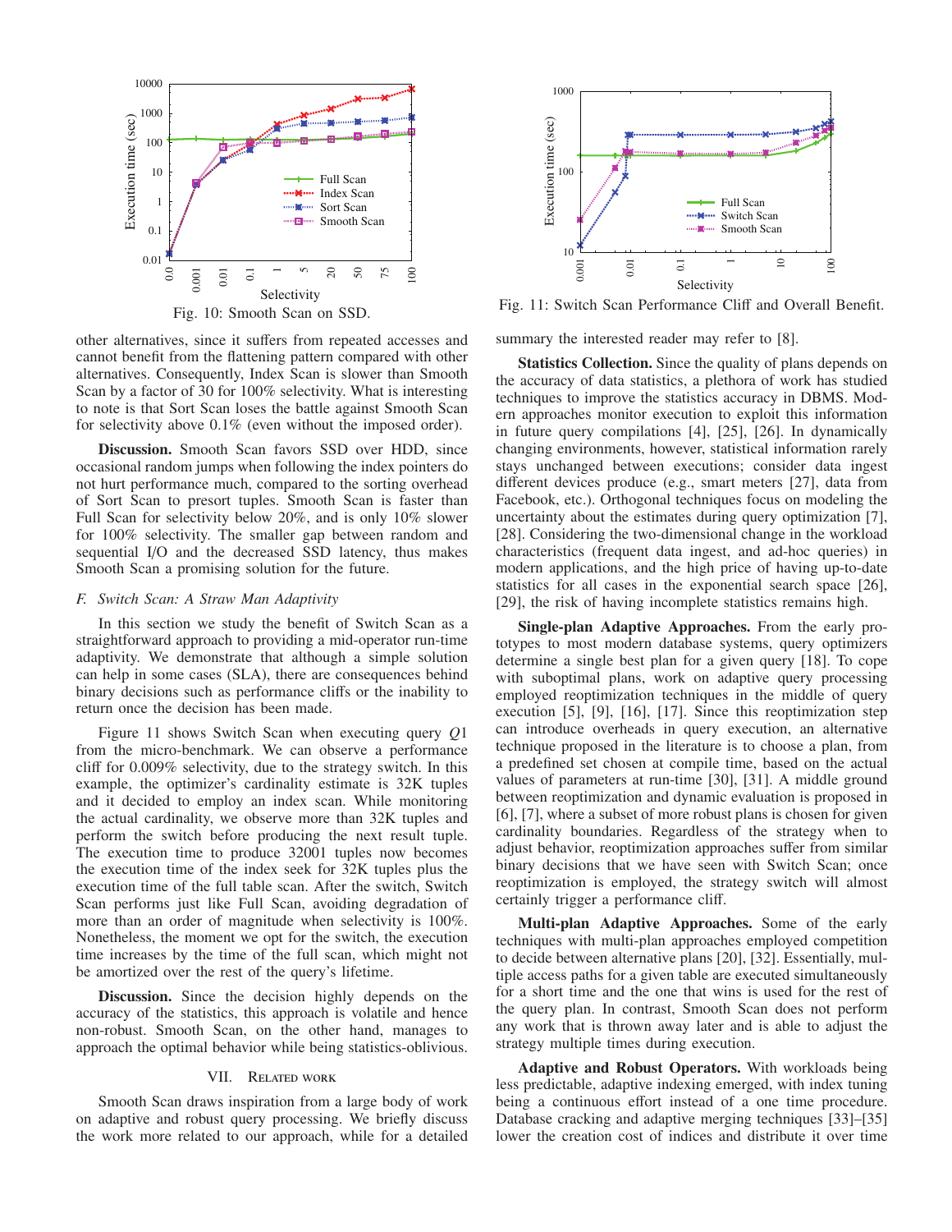Execution time (sec)

10000
1000
100
10
1
0.1
0.01

0.0
0.001
0.01
0.1
1
5
20
50
75
100

Selectivity

Full Scan
Index Scan
Sort Scan
Smooth Scan

Fig. 10: Smooth Scan on SSD.

Execution time (sec)

1000
100
10

0.001
0.01
0.1
1
10
100

Selectivity

Full Scan
Switch Scan
Smooth Scan

Fig. 11: Switch Scan Performance Cliff and Overall Benefit.

other alternatives, since it suffers from repeated accesses and cannot benefit from the flattening pattern compared with other alternatives. Consequently, Index Scan is slower than Smooth Scan by a factor of 30 for 100% selectivity. What is interesting to note is that Sort Scan loses the battle against Smooth Scan for selectivity above 0.1% (even without the imposed order).

**Discussion.** Smooth Scan favors SSD over HDD, since occasional random jumps when following the index pointers do not hurt performance much, compared to the sorting overhead of Sort Scan to presort tuples. Smooth Scan is faster than Full Scan for selectivity below 20%, and is only 10% slower for 100% selectivity. The smaller gap between random and sequential I/O and the decreased SSD latency, thus makes Smooth Scan a promising solution for the future.

### *F. Switch Scan: A Straw Man Adaptivity*

In this section we study the benefit of Switch Scan as a straightforward approach to providing a mid-operator run-time adaptivity. We demonstrate that although a simple solution can help in some cases (SLA), there are consequences behind binary decisions such as performance cliffs or the inability to return once the decision has been made.

Figure 11 shows Switch Scan when executing query $Q1$ from the micro-benchmark. We can observe a performance cliff for 0.009% selectivity, due to the strategy switch. In this example, the optimizer's cardinality estimate is 32K tuples and it decided to employ an index scan. While monitoring the actual cardinality, we observe more than 32K tuples and perform the switch before producing the next result tuple. The execution time to produce 32001 tuples now becomes the execution time of the index seek for 32K tuples plus the execution time of the full table scan. After the switch, Switch Scan performs just like Full Scan, avoiding degradation of more than an order of magnitude when selectivity is 100%. Nonetheless, the moment we opt for the switch, the execution time increases by the time of the full scan, which might not be amortized over the rest of the query's lifetime.

**Discussion.** Since the decision highly depends on the accuracy of the statistics, this approach is volatile and hence non-robust. Smooth Scan, on the other hand, manages to approach the optimal behavior while being statistics-oblivious.

## VII. Related work

Smooth Scan draws inspiration from a large body of work on adaptive and robust query processing. We briefly discuss the work more related to our approach, while for a detailed summary the interested reader may refer to [8].

**Statistics Collection.** Since the quality of plans depends on the accuracy of data statistics, a plethora of work has studied techniques to improve the statistics accuracy in DBMS. Modern approaches monitor execution to exploit this information in future query compilations [4], [25], [26]. In dynamically changing environments, however, statistical information rarely stays unchanged between executions; consider data ingest different devices produce (e.g., smart meters [27], data from Facebook, etc.). Orthogonal techniques focus on modeling the uncertainty about the estimates during query optimization [7], [28]. Considering the two-dimensional change in the workload characteristics (frequent data ingest, and ad-hoc queries) in modern applications, and the high price of having up-to-date statistics for all cases in the exponential search space [26], [29], the risk of having incomplete statistics remains high.

**Single-plan Adaptive Approaches.** From the early prototypes to most modern database systems, query optimizers determine a single best plan for a given query [18]. To cope with suboptimal plans, work on adaptive query processing employed reoptimization techniques in the middle of query execution [5], [9], [16], [17]. Since this reoptimization step can introduce overheads in query execution, an alternative technique proposed in the literature is to choose a plan, from a predefined set chosen at compile time, based on the actual values of parameters at run-time [30], [31]. A middle ground between reoptimization and dynamic evaluation is proposed in [6], [7], where a subset of more robust plans is chosen for given cardinality boundaries. Regardless of the strategy when to adjust behavior, reoptimization approaches suffer from similar binary decisions that we have seen with Switch Scan; once reoptimization is employed, the strategy switch will almost certainly trigger a performance cliff.

**Multi-plan Adaptive Approaches.** Some of the early techniques with multi-plan approaches employed competition to decide between alternative plans [20], [32]. Essentially, multiple access paths for a given table are executed simultaneously for a short time and the one that wins is used for the rest of the query plan. In contrast, Smooth Scan does not perform any work that is thrown away later and is able to adjust the strategy multiple times during execution.

**Adaptive and Robust Operators.** With workloads being less predictable, adaptive indexing emerged, with index tuning being a continuous effort instead of a one time procedure. Database cracking and adaptive merging techniques [33]–[35] lower the creation cost of indices and distribute it over time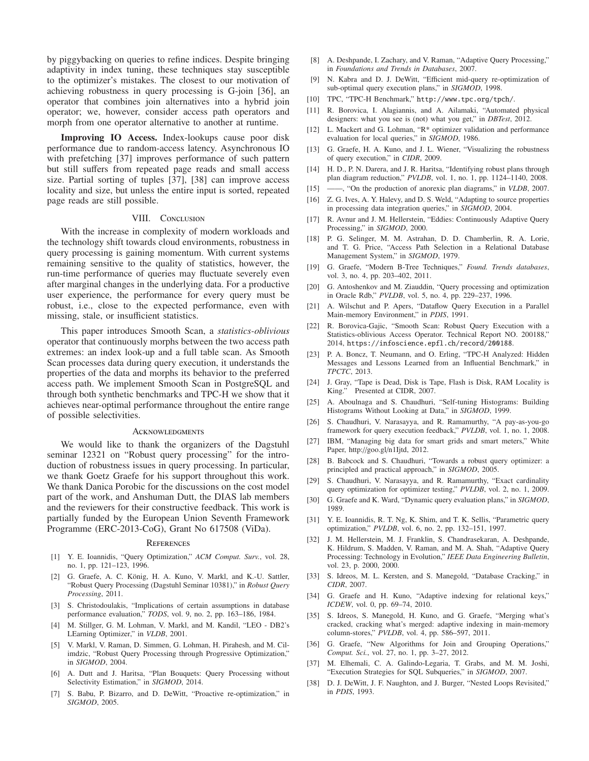by piggybacking on queries to refine indices. Despite bringing adaptivity in index tuning, these techniques stay susceptible to the optimizer's mistakes. The closest to our motivation of achieving robustness in query processing is G-join [36], an operator that combines join alternatives into a hybrid join operator; we, however, consider access path operators and morph from one operator alternative to another at runtime.

**Improving IO Access.** Index-lookups cause poor disk performance due to random-access latency. Asynchronous IO with prefetching [37] improves performance of such pattern but still suffers from repeated page reads and small access size. Partial sorting of tuples [37], [38] can improve access locality and size, but unless the entire input is sorted, repeated page reads are still possible.

## VIII. Conclusion

With the increase in complexity of modern workloads and the technology shift towards cloud environments, robustness in query processing is gaining momentum. With current systems remaining sensitive to the quality of statistics, however, the run-time performance of queries may fluctuate severely even after marginal changes in the underlying data. For a productive user experience, the performance for every query must be robust, i.e., close to the expected performance, even with missing, stale, or insufficient statistics.

This paper introduces Smooth Scan, a *statistics-oblivious* operator that continuously morphs between the two access path extremes: an index look-up and a full table scan. As Smooth Scan processes data during query execution, it understands the properties of the data and morphs its behavior to the preferred access path. We implement Smooth Scan in PostgreSQL and through both synthetic benchmarks and TPC-H we show that it achieves near-optimal performance throughout the entire range of possible selectivities.

## Acknowledgments

We would like to thank the organizers of the Dagstuhl seminar 12321 on "Robust query processing" for the introduction of robustness issues in query processing. In particular, we thank Goetz Graefe for his support throughout this work. We thank Danica Porobic for the discussions on the cost model part of the work, and Anshuman Dutt, the DIAS lab members and the reviewers for their constructive feedback. This work is partially funded by the European Union Seventh Framework Programme (ERC-2013-CoG), Grant No 617508 (ViDa).

## References

[1] Y. E. Ioannidis, "Query Optimization," *ACM Comput. Surv.*, vol. 28, no. 1, pp. 121–123, 1996.

[2] G. Graefe, A. C. König, H. A. Kuno, V. Markl, and K.-U. Sattler, "Robust Query Processing (Dagstuhl Seminar 10381)," in *Robust Query Processing*, 2011.

[3] S. Christodoulakis, "Implications of certain assumptions in database performance evaluation," *TODS*, vol. 9, no. 2, pp. 163–186, 1984.

[4] M. Stillger, G. M. Lohman, V. Markl, and M. Kandil, "LEO - DB2's LEarning Optimizer," in *VLDB*, 2001.

[5] V. Markl, V. Raman, D. Simmen, G. Lohman, H. Pirahesh, and M. Cilimdzic, "Robust Query Processing through Progressive Optimization," in *SIGMOD*, 2004.

[6] A. Dutt and J. Haritsa, "Plan Bouquets: Query Processing without Selectivity Estimation," in *SIGMOD*, 2014.

[7] S. Babu, P. Bizarro, and D. DeWitt, "Proactive re-optimization," in *SIGMOD*, 2005.

[8] A. Deshpande, I. Zachary, and V. Raman, "Adaptive Query Processing," in *Foundations and Trends in Databases*, 2007.

[9] N. Kabra and D. J. DeWitt, "Efficient mid-query re-optimization of sub-optimal query execution plans," in *SIGMOD*, 1998.

[10] TPC, "TPC-H Benchmark," http://www.tpc.org/tpch/.

[11] R. Borovica, I. Alagiannis, and A. Ailamaki, "Automated physical designers: what you see is (not) what you get," in *DBTest*, 2012.

[12] L. Mackert and G. Lohman, "R* optimizer validation and performance evaluation for local queries," in *SIGMOD*, 1986.

[13] G. Graefe, H. A. Kuno, and J. L. Wiener, "Visualizing the robustness of query execution," in *CIDR*, 2009.

[14] H. D., P. N. Darera, and J. R. Haritsa, "Identifying robust plans through plan diagram reduction," *PVLDB*, vol. 1, no. 1, pp. 1124–1140, 2008.

[15] ——, "On the production of anorexic plan diagrams," in *VLDB*, 2007.

[16] Z. G. Ives, A. Y. Halevy, and D. S. Weld, "Adapting to source properties in processing data integration queries," in *SIGMOD*, 2004.

[17] R. Avnur and J. M. Hellerstein, "Eddies: Continuously Adaptive Query Processing," in *SIGMOD*, 2000.

[18] P. G. Selinger, M. M. Astrahan, D. D. Chamberlin, R. A. Lorie, and T. G. Price, "Access Path Selection in a Relational Database Management System," in *SIGMOD*, 1979.

[19] G. Graefe, "Modern B-Tree Techniques," *Found. Trends databases*, vol. 3, no. 4, pp. 203–402, 2011.

[20] G. Antoshenkov and M. Ziauddin, "Query processing and optimization in Oracle Rdb," *PVLDB*, vol. 5, no. 4, pp. 229–237, 1996.

[21] A. Wilschut and P. Apers, "Dataflow Query Execution in a Parallel Main-memory Environment," in *PDIS*, 1991.

[22] R. Borovica-Gajic, "Smooth Scan: Robust Query Execution with a Statistics-oblivious Access Operator. Technical Report NO. 200188," 2014, https://infoscience.epfl.ch/record/200188.

[23] P. A. Boncz, T. Neumann, and O. Erling, "TPC-H Analyzed: Hidden Messages and Lessons Learned from an Influential Benchmark," in *TPCTC*, 2013.

[24] J. Gray, "Tape is Dead, Disk is Tape, Flash is Disk, RAM Locality is King." Presented at CIDR, 2007.

[25] A. Aboulnaga and S. Chaudhuri, "Self-tuning Histograms: Building Histograms Without Looking at Data," in *SIGMOD*, 1999.

[26] S. Chaudhuri, V. Narasayya, and R. Ramamurthy, "A pay-as-you-go framework for query execution feedback," *PVLDB*, vol. 1, no. 1, 2008.

[27] IBM, "Managing big data for smart grids and smart meters," White Paper, http://goo.gl/n1Ijtd, 2012.

[28] B. Babcock and S. Chaudhuri, "Towards a robust query optimizer: a principled and practical approach," in *SIGMOD*, 2005.

[29] S. Chaudhuri, V. Narasayya, and R. Ramamurthy, "Exact cardinality query optimization for optimizer testing," *PVLDB*, vol. 2, no. 1, 2009.

[30] G. Graefe and K. Ward, "Dynamic query evaluation plans," in *SIGMOD*, 1989.

[31] Y. E. Ioannidis, R. T. Ng, K. Shim, and T. K. Sellis, "Parametric query optimization," *PVLDB*, vol. 6, no. 2, pp. 132–151, 1997.

[32] J. M. Hellerstein, M. J. Franklin, S. Chandrasekaran, A. Deshpande, K. Hildrum, S. Madden, V. Raman, and M. A. Shah, "Adaptive Query Processing: Technology in Evolution," *IEEE Data Engineering Bulletin*, vol. 23, p. 2000, 2000.

[33] S. Idreos, M. L. Kersten, and S. Manegold, "Database Cracking," in *CIDR*, 2007.

[34] G. Graefe and H. Kuno, "Adaptive indexing for relational keys," *ICDEW*, vol. 0, pp. 69–74, 2010.

[35] S. Idreos, S. Manegold, H. Kuno, and G. Graefe, "Merging what's cracked, cracking what's merged: adaptive indexing in main-memory column-stores," *PVLDB*, vol. 4, pp. 586–597, 2011.

[36] G. Graefe, "New Algorithms for Join and Grouping Operations," *Comput. Sci.*, vol. 27, no. 1, pp. 3–27, 2012.

[37] M. Elhemali, C. A. Galindo-Legaria, T. Grabs, and M. M. Joshi, "Execution Strategies for SQL Subqueries," in *SIGMOD*, 2007.

[38] D. J. DeWitt, J. F. Naughton, and J. Burger, "Nested Loops Revisited," in *PDIS*, 1993.